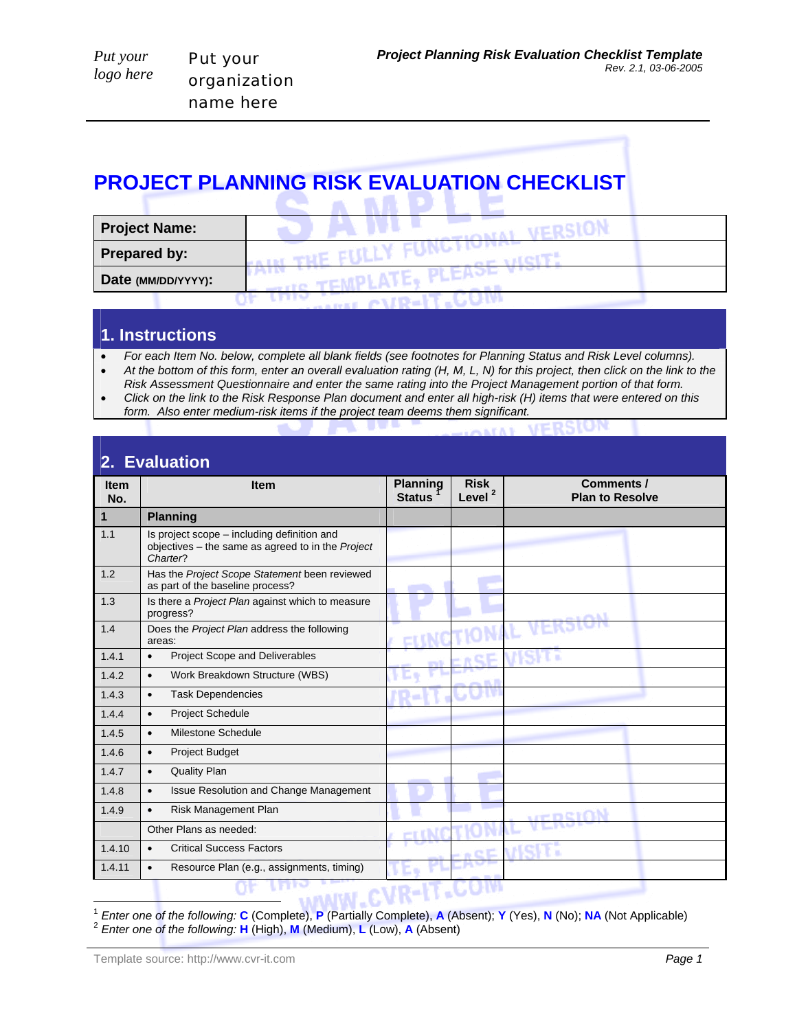Put your logo here

Put your organization name here

# PROJECT PLANNING RISK EVALUATION CHECKLIST

| **Project Name:** | |
|---|---|
| **Prepared by:** | |
| **Date (MM/DD/YYYY):** | |

## 1. Instructions

- *For each Item No. below, complete all blank fields (see footnotes for Planning Status and Risk Level columns).*
- *At the bottom of this form, enter an overall evaluation rating (H, M, L, N) for this project, then click on the link to the Risk Assessment Questionnaire and enter the same rating into the Project Management portion of that form.*
- *Click on the link to the Risk Response Plan document and enter all high-risk (H) items that were entered on this form. Also enter medium-risk items if the project team deems them significant.*

## 2. Evaluation

| Item No. | Item | Planning Status [1] | Risk Level [2] | Comments / Plan to Resolve |
|---|---|---|---|---|
| **1** | **Planning** | | | |
| 1.1 | Is project scope – including definition and objectives – the same as agreed to in the *Project Charter*? | | | |
| 1.2 | Has the *Project Scope Statement* been reviewed as part of the baseline process? | | | |
| 1.3 | Is there a *Project Plan* against which to measure progress? | | | |
| 1.4 | Does the *Project Plan* address the following areas: | | | |
| 1.4.1 | • Project Scope and Deliverables | | | |
| 1.4.2 | • Work Breakdown Structure (WBS) | | | |
| 1.4.3 | • Task Dependencies | | | |
| 1.4.4 | • Project Schedule | | | |
| 1.4.5 | • Milestone Schedule | | | |
| 1.4.6 | • Project Budget | | | |
| 1.4.7 | • Quality Plan | | | |
| 1.4.8 | • Issue Resolution and Change Management | | | |
| 1.4.9 | • Risk Management Plan | | | |
| | Other Plans as needed: | | | |
| 1.4.10 | • Critical Success Factors | | | |
| 1.4.11 | • Resource Plan (e.g., assignments, timing) | | | |

[1] *Enter one of the following:* **C** (Complete), **P** (Partially Complete), **A** (Absent); **Y** (Yes), **N** (No); **NA** (Not Applicable)
[2] *Enter one of the following:* **H** (High), **M** (Medium), **L** (Low), **A** (Absent)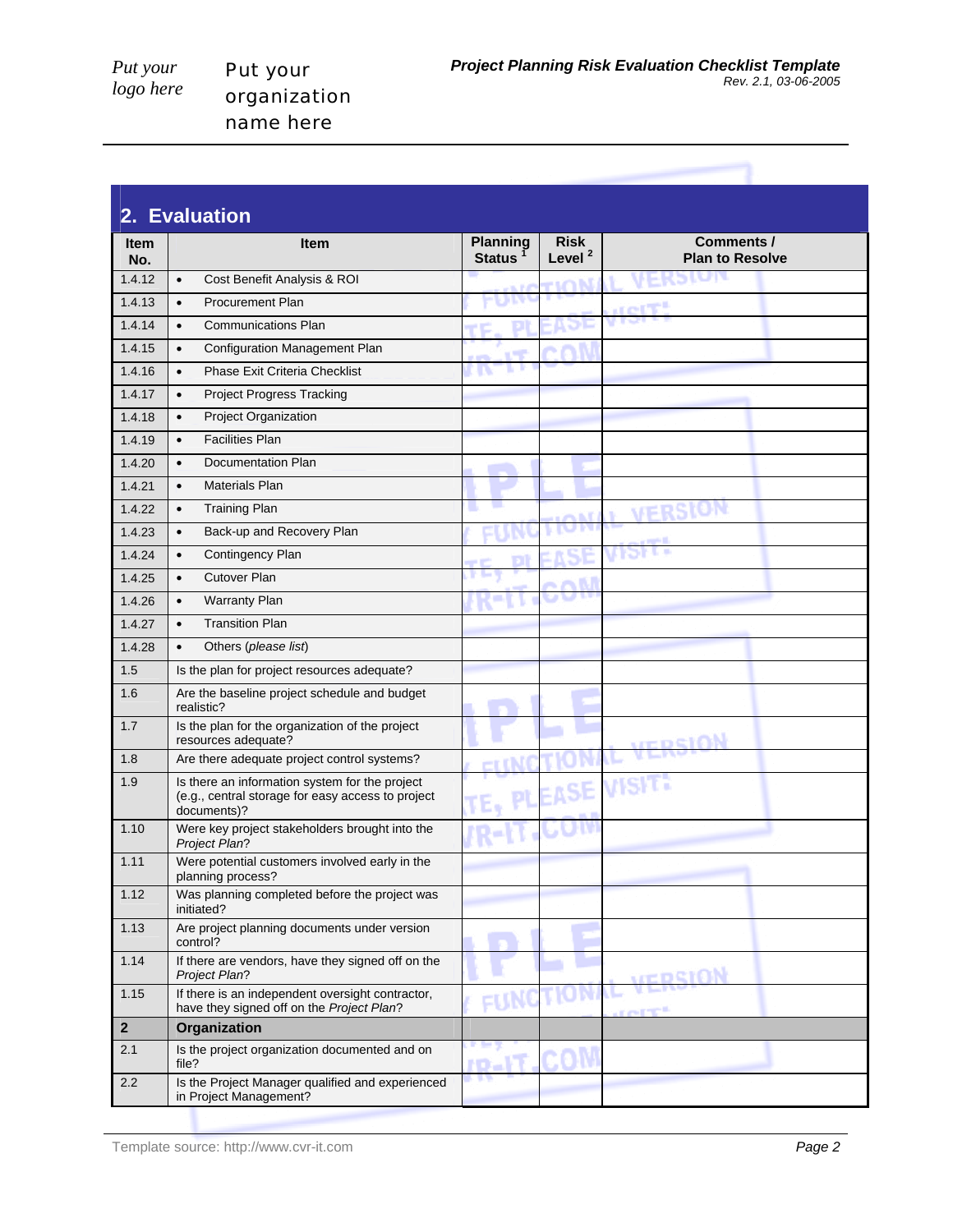## 2. Evaluation

| Item No. | Item | Planning Status [1] | Risk Level [2] | Comments / Plan to Resolve |
|---|---|---|---|---|
| 1.4.12 | • Cost Benefit Analysis & ROI | | | |
| 1.4.13 | • Procurement Plan | | | |
| 1.4.14 | • Communications Plan | | | |
| 1.4.15 | • Configuration Management Plan | | | |
| 1.4.16 | • Phase Exit Criteria Checklist | | | |
| 1.4.17 | • Project Progress Tracking | | | |
| 1.4.18 | • Project Organization | | | |
| 1.4.19 | • Facilities Plan | | | |
| 1.4.20 | • Documentation Plan | | | |
| 1.4.21 | • Materials Plan | | | |
| 1.4.22 | • Training Plan | | | |
| 1.4.23 | • Back-up and Recovery Plan | | | |
| 1.4.24 | • Contingency Plan | | | |
| 1.4.25 | • Cutover Plan | | | |
| 1.4.26 | • Warranty Plan | | | |
| 1.4.27 | • Transition Plan | | | |
| 1.4.28 | • Others (*please list*) | | | |
| 1.5 | Is the plan for project resources adequate? | | | |
| 1.6 | Are the baseline project schedule and budget realistic? | | | |
| 1.7 | Is the plan for the organization of the project resources adequate? | | | |
| 1.8 | Are there adequate project control systems? | | | |
| 1.9 | Is there an information system for the project (e.g., central storage for easy access to project documents)? | | | |
| 1.10 | Were key project stakeholders brought into the *Project Plan*? | | | |
| 1.11 | Were potential customers involved early in the planning process? | | | |
| 1.12 | Was planning completed before the project was initiated? | | | |
| 1.13 | Are project planning documents under version control? | | | |
| 1.14 | If there are vendors, have they signed off on the *Project Plan*? | | | |
| 1.15 | If there is an independent oversight contractor, have they signed off on the *Project Plan*? | | | |
| **2** | **Organization** | | | |
| 2.1 | Is the project organization documented and on file? | | | |
| 2.2 | Is the Project Manager qualified and experienced in Project Management? | | | |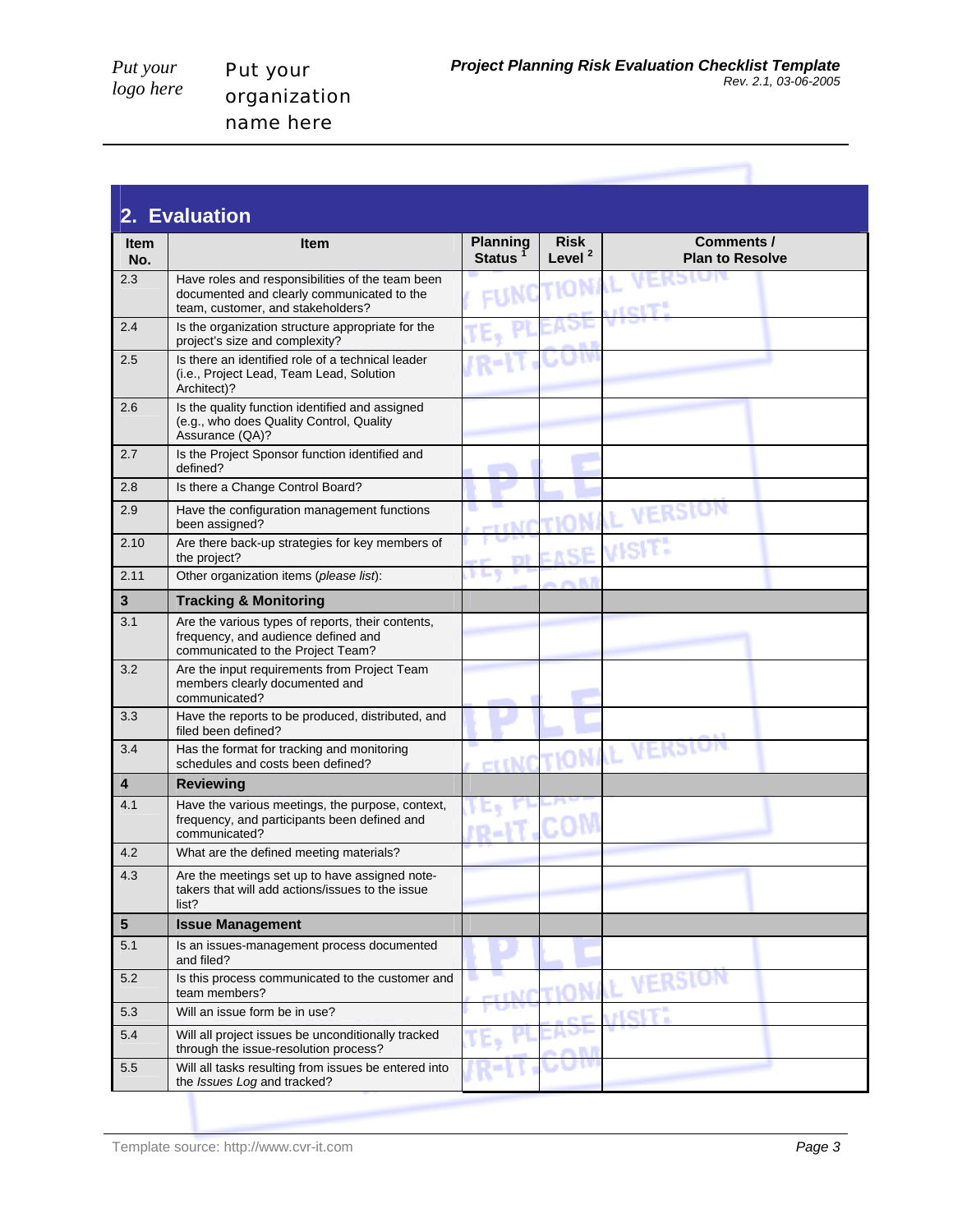## 2. Evaluation

| Item No. | Item | Planning Status [1] | Risk Level [2] | Comments / Plan to Resolve |
|---|---|---|---|---|
| 2.3 | Have roles and responsibilities of the team been documented and clearly communicated to the team, customer, and stakeholders? | | | |
| 2.4 | Is the organization structure appropriate for the project's size and complexity? | | | |
| 2.5 | Is there an identified role of a technical leader (i.e., Project Lead, Team Lead, Solution Architect)? | | | |
| 2.6 | Is the quality function identified and assigned (e.g., who does Quality Control, Quality Assurance (QA)? | | | |
| 2.7 | Is the Project Sponsor function identified and defined? | | | |
| 2.8 | Is there a Change Control Board? | | | |
| 2.9 | Have the configuration management functions been assigned? | | | |
| 2.10 | Are there back-up strategies for key members of the project? | | | |
| 2.11 | Other organization items (*please list*): | | | |
| **3** | **Tracking & Monitoring** | | | |
| 3.1 | Are the various types of reports, their contents, frequency, and audience defined and communicated to the Project Team? | | | |
| 3.2 | Are the input requirements from Project Team members clearly documented and communicated? | | | |
| 3.3 | Have the reports to be produced, distributed, and filed been defined? | | | |
| 3.4 | Has the format for tracking and monitoring schedules and costs been defined? | | | |
| **4** | **Reviewing** | | | |
| 4.1 | Have the various meetings, the purpose, context, frequency, and participants been defined and communicated? | | | |
| 4.2 | What are the defined meeting materials? | | | |
| 4.3 | Are the meetings set up to have assigned note-takers that will add actions/issues to the issue list? | | | |
| **5** | **Issue Management** | | | |
| 5.1 | Is an issues-management process documented and filed? | | | |
| 5.2 | Is this process communicated to the customer and team members? | | | |
| 5.3 | Will an issue form be in use? | | | |
| 5.4 | Will all project issues be unconditionally tracked through the issue-resolution process? | | | |
| 5.5 | Will all tasks resulting from issues be entered into the *Issues Log* and tracked? | | | |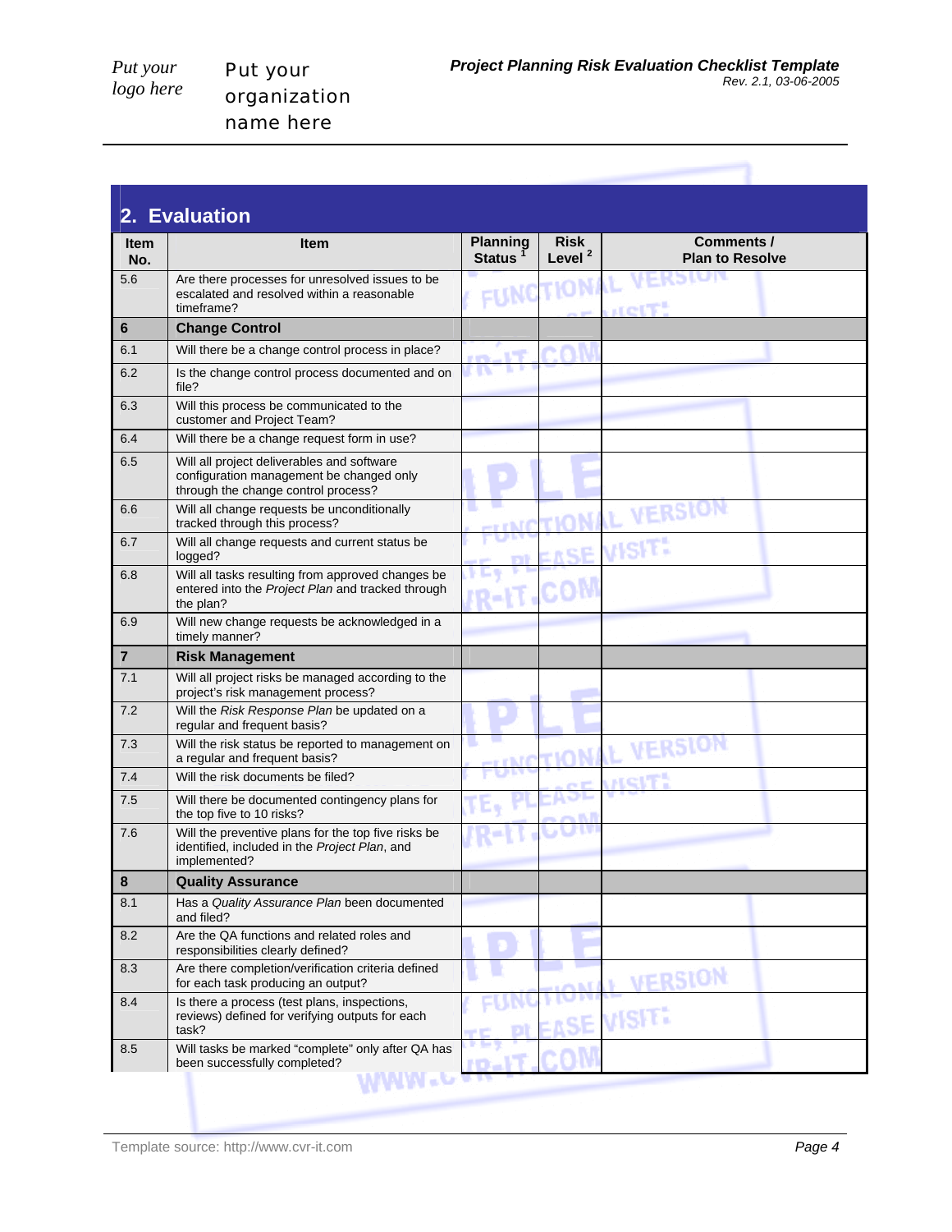## 2. Evaluation

| Item No. | Item | Planning Status [1] | Risk Level [2] | Comments / Plan to Resolve |
|---|---|---|---|---|
| 5.6 | Are there processes for unresolved issues to be escalated and resolved within a reasonable timeframe? | | | |
| **6** | **Change Control** | | | |
| 6.1 | Will there be a change control process in place? | | | |
| 6.2 | Is the change control process documented and on file? | | | |
| 6.3 | Will this process be communicated to the customer and Project Team? | | | |
| 6.4 | Will there be a change request form in use? | | | |
| 6.5 | Will all project deliverables and software configuration management be changed only through the change control process? | | | |
| 6.6 | Will all change requests be unconditionally tracked through this process? | | | |
| 6.7 | Will all change requests and current status be logged? | | | |
| 6.8 | Will all tasks resulting from approved changes be entered into the *Project Plan* and tracked through the plan? | | | |
| 6.9 | Will new change requests be acknowledged in a timely manner? | | | |
| **7** | **Risk Management** | | | |
| 7.1 | Will all project risks be managed according to the project's risk management process? | | | |
| 7.2 | Will the *Risk Response Plan* be updated on a regular and frequent basis? | | | |
| 7.3 | Will the risk status be reported to management on a regular and frequent basis? | | | |
| 7.4 | Will the risk documents be filed? | | | |
| 7.5 | Will there be documented contingency plans for the top five to 10 risks? | | | |
| 7.6 | Will the preventive plans for the top five risks be identified, included in the *Project Plan*, and implemented? | | | |
| **8** | **Quality Assurance** | | | |
| 8.1 | Has a *Quality Assurance Plan* been documented and filed? | | | |
| 8.2 | Are the QA functions and related roles and responsibilities clearly defined? | | | |
| 8.3 | Are there completion/verification criteria defined for each task producing an output? | | | |
| 8.4 | Is there a process (test plans, inspections, reviews) defined for verifying outputs for each task? | | | |
| 8.5 | Will tasks be marked "complete" only after QA has been successfully completed? | | | |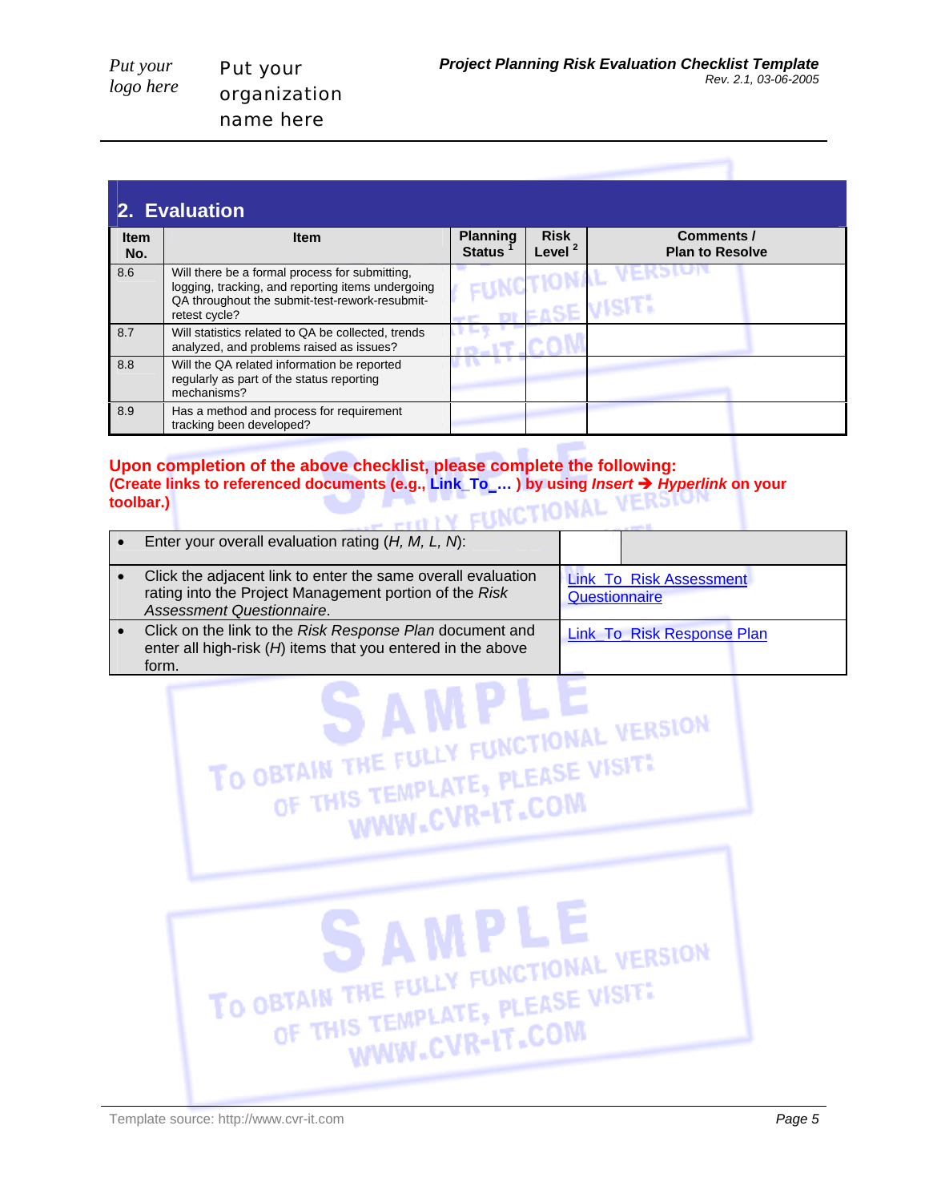## 2. Evaluation

| Item No. | Item | Planning Status [1] | Risk Level [2] | Comments / Plan to Resolve |
|---|---|---|---|---|
| 8.6 | Will there be a formal process for submitting, logging, tracking, and reporting items undergoing QA throughout the submit-test-rework-resubmit-retest cycle? | | | |
| 8.7 | Will statistics related to QA be collected, trends analyzed, and problems raised as issues? | | | |
| 8.8 | Will the QA related information be reported regularly as part of the status reporting mechanisms? | | | |
| 8.9 | Has a method and process for requirement tracking been developed? | | | |

**Upon completion of the above checklist, please complete the following:**
**(Create links to referenced documents (e.g., Link_To_… ) by using *Insert* ➔ *Hyperlink* on your toolbar.)**

| | | |
|---|---|---|
| • Enter your overall evaluation rating (*H, M, L, N*): | | |
| • Click the adjacent link to enter the same overall evaluation rating into the Project Management portion of the *Risk Assessment Questionnaire*. | Link_To_Risk Assessment Questionnaire | |
| • Click on the link to the *Risk Response Plan* document and enter all high-risk (*H*) items that you entered in the above form. | Link_To_Risk Response Plan | |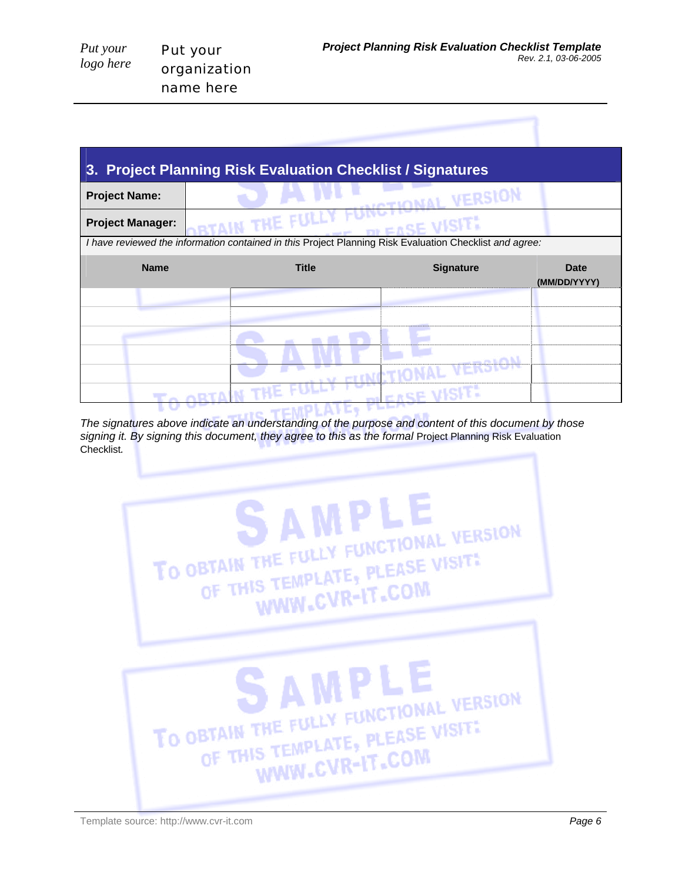## 3. Project Planning Risk Evaluation Checklist / Signatures

| | |
|---|---|
| **Project Name:** | |
| **Project Manager:** | |

*I have reviewed the information contained in this* Project Planning Risk Evaluation Checklist *and agree:*

| Name | Title | Signature | Date (MM/DD/YYYY) |
|---|---|---|---|
| | | | |
| | | | |
| | | | |
| | | | |
| | | | |
| | | | |

*The signatures above indicate an understanding of the purpose and content of this document by those signing it. By signing this document, they agree to this as the formal* Project Planning Risk Evaluation Checklist*.*